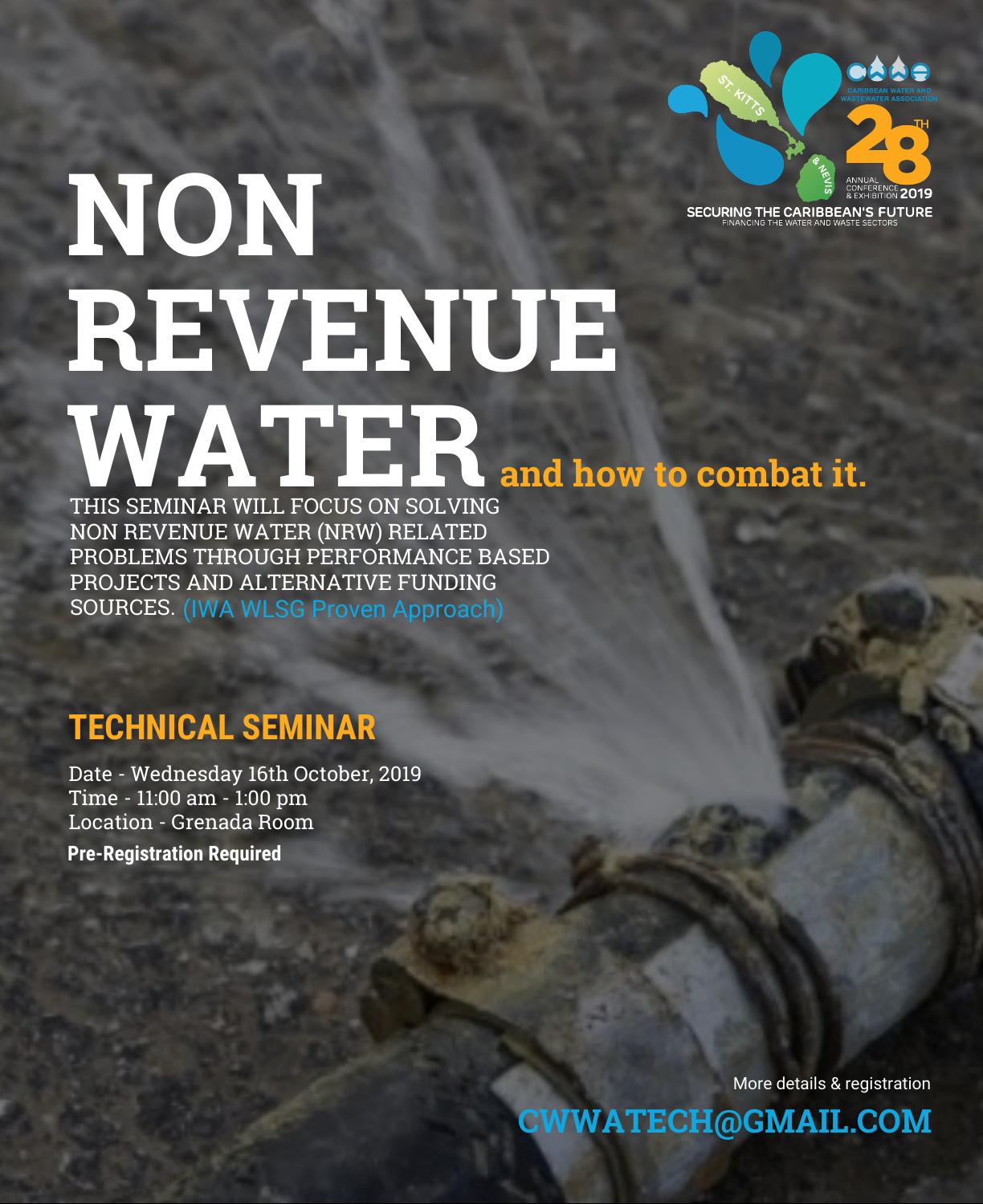CARIBBEAN WATER AND WASTEWATER ASSOCIATION

ST. KITTS & NEVIS

28TH ANNUAL CONFERENCE & EXHIBITION 2019

SECURING THE CARIBBEAN'S FUTURE

FINANCING THE WATER AND WASTE SECTORS

# NON REVENUE WATER and how to combat it.

THIS SEMINAR WILL FOCUS ON SOLVING NON REVENUE WATER (NRW) RELATED PROBLEMS THROUGH PERFORMANCE BASED PROJECTS AND ALTERNATIVE FUNDING SOURCES. (IWA WLSG Proven Approach)

## TECHNICAL SEMINAR

Date - Wednesday 16th October, 2019
Time - 11:00 am - 1:00 pm
Location - Grenada Room

**Pre-Registration Required**

More details & registration

CWWATECH@GMAIL.COM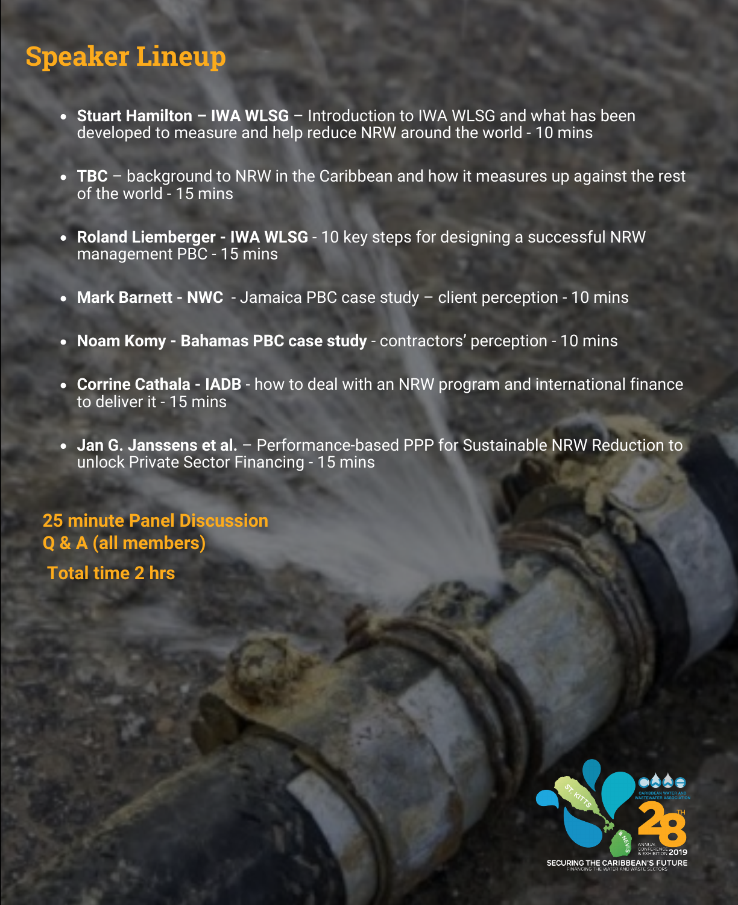# Speaker Lineup

- **Stuart Hamilton – IWA WLSG** – Introduction to IWA WLSG and what has been developed to measure and help reduce NRW around the world - 10 mins
- **TBC** – background to NRW in the Caribbean and how it measures up against the rest of the world - 15 mins
- **Roland Liemberger - IWA WLSG** - 10 key steps for designing a successful NRW management PBC - 15 mins
- **Mark Barnett - NWC** - Jamaica PBC case study – client perception - 10 mins
- **Noam Komy - Bahamas PBC case study** - contractors' perception - 10 mins
- **Corrine Cathala - IADB** - how to deal with an NRW program and international finance to deliver it - 15 mins
- **Jan G. Janssens et al.** – Performance-based PPP for Sustainable NRW Reduction to unlock Private Sector Financing - 15 mins

**25 minute Panel Discussion**
**Q & A (all members)**

**Total time 2 hrs**